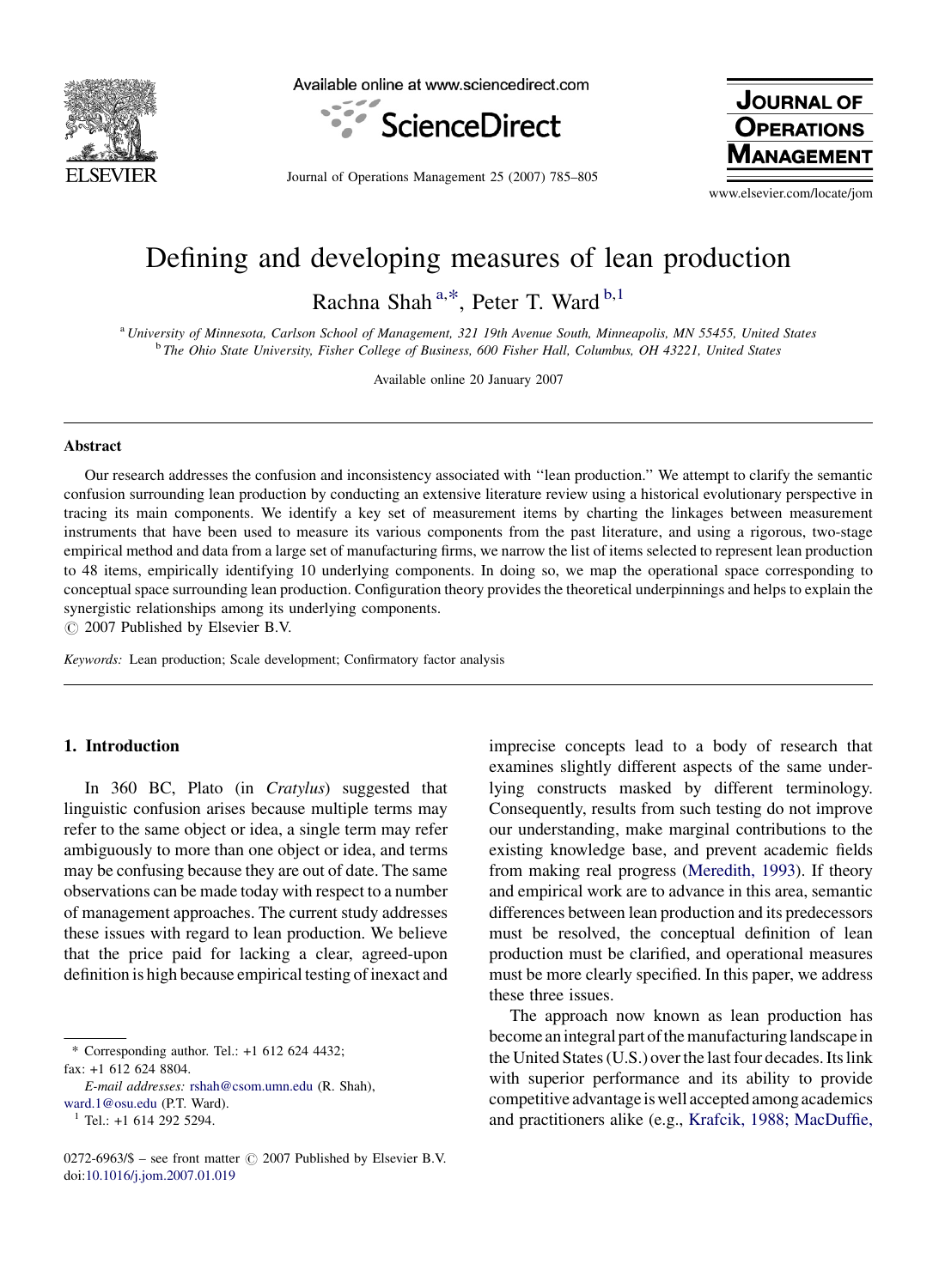# Defining and developing measures of lean production

Rachna Shah [a,*], Peter T. Ward [b,1]

[a] University of Minnesota, Carlson School of Management, 321 19th Avenue South, Minneapolis, MN 55455, United States
[b] The Ohio State University, Fisher College of Business, 600 Fisher Hall, Columbus, OH 43221, United States

Available online 20 January 2007

## Abstract

Our research addresses the confusion and inconsistency associated with ''lean production.'' We attempt to clarify the semantic confusion surrounding lean production by conducting an extensive literature review using a historical evolutionary perspective in tracing its main components. We identify a key set of measurement items by charting the linkages between measurement instruments that have been used to measure its various components from the past literature, and using a rigorous, two-stage empirical method and data from a large set of manufacturing firms, we narrow the list of items selected to represent lean production to 48 items, empirically identifying 10 underlying components. In doing so, we map the operational space corresponding to conceptual space surrounding lean production. Configuration theory provides the theoretical underpinnings and helps to explain the synergistic relationships among its underlying components.

© 2007 Published by Elsevier B.V.

*Keywords:* Lean production; Scale development; Confirmatory factor analysis

## 1. Introduction

In 360 BC, Plato (in *Cratylus*) suggested that linguistic confusion arises because multiple terms may refer to the same object or idea, a single term may refer ambiguously to more than one object or idea, and terms may be confusing because they are out of date. The same observations can be made today with respect to a number of management approaches. The current study addresses these issues with regard to lean production. We believe that the price paid for lacking a clear, agreed-upon definition is high because empirical testing of inexact and imprecise concepts lead to a body of research that examines slightly different aspects of the same underlying constructs masked by different terminology. Consequently, results from such testing do not improve our understanding, make marginal contributions to the existing knowledge base, and prevent academic fields from making real progress (Meredith, 1993). If theory and empirical work are to advance in this area, semantic differences between lean production and its predecessors must be resolved, the conceptual definition of lean production must be clarified, and operational measures must be more clearly specified. In this paper, we address these three issues.

The approach now known as lean production has become an integral part of the manufacturing landscape in the United States (U.S.) over the last four decades. Its link with superior performance and its ability to provide competitive advantage is well accepted among academics and practitioners alike (e.g., Krafcik, 1988; MacDuffie,

* Corresponding author. Tel.: +1 612 624 4432; fax: +1 612 624 8804.
*E-mail addresses:* rshah@csom.umn.edu (R. Shah), ward.1@osu.edu (P.T. Ward).
[1] Tel.: +1 614 292 5294.

0272-6963/$ – see front matter © 2007 Published by Elsevier B.V.
doi:10.1016/j.jom.2007.01.019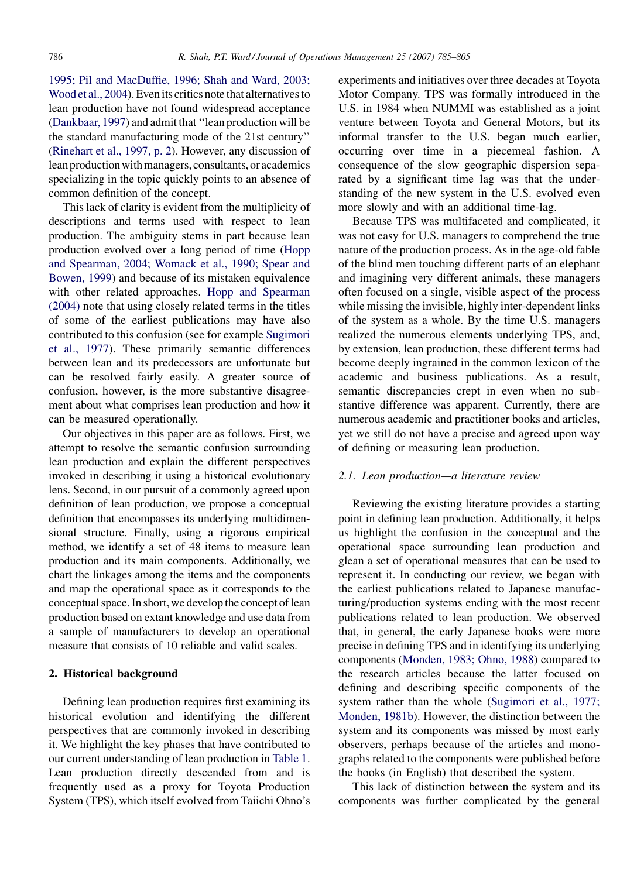1995; Pil and MacDuffie, 1996; Shah and Ward, 2003; Wood et al., 2004). Even its critics note that alternatives to lean production have not found widespread acceptance (Dankbaar, 1997) and admit that "lean production will be the standard manufacturing mode of the 21st century" (Rinehart et al., 1997, p. 2). However, any discussion of lean production with managers, consultants, or academics specializing in the topic quickly points to an absence of common definition of the concept.

This lack of clarity is evident from the multiplicity of descriptions and terms used with respect to lean production. The ambiguity stems in part because lean production evolved over a long period of time (Hopp and Spearman, 2004; Womack et al., 1990; Spear and Bowen, 1999) and because of its mistaken equivalence with other related approaches. Hopp and Spearman (2004) note that using closely related terms in the titles of some of the earliest publications may have also contributed to this confusion (see for example Sugimori et al., 1977). These primarily semantic differences between lean and its predecessors are unfortunate but can be resolved fairly easily. A greater source of confusion, however, is the more substantive disagreement about what comprises lean production and how it can be measured operationally.

Our objectives in this paper are as follows. First, we attempt to resolve the semantic confusion surrounding lean production and explain the different perspectives invoked in describing it using a historical evolutionary lens. Second, in our pursuit of a commonly agreed upon definition of lean production, we propose a conceptual definition that encompasses its underlying multidimensional structure. Finally, using a rigorous empirical method, we identify a set of 48 items to measure lean production and its main components. Additionally, we chart the linkages among the items and the components and map the operational space as it corresponds to the conceptual space. In short, we develop the concept of lean production based on extant knowledge and use data from a sample of manufacturers to develop an operational measure that consists of 10 reliable and valid scales.

## 2. Historical background

Defining lean production requires first examining its historical evolution and identifying the different perspectives that are commonly invoked in describing it. We highlight the key phases that have contributed to our current understanding of lean production in Table 1. Lean production directly descended from and is frequently used as a proxy for Toyota Production System (TPS), which itself evolved from Taiichi Ohno's experiments and initiatives over three decades at Toyota Motor Company. TPS was formally introduced in the U.S. in 1984 when NUMMI was established as a joint venture between Toyota and General Motors, but its informal transfer to the U.S. began much earlier, occurring over time in a piecemeal fashion. A consequence of the slow geographic dispersion separated by a significant time lag was that the understanding of the new system in the U.S. evolved even more slowly and with an additional time-lag.

Because TPS was multifaceted and complicated, it was not easy for U.S. managers to comprehend the true nature of the production process. As in the age-old fable of the blind men touching different parts of an elephant and imagining very different animals, these managers often focused on a single, visible aspect of the process while missing the invisible, highly inter-dependent links of the system as a whole. By the time U.S. managers realized the numerous elements underlying TPS, and, by extension, lean production, these different terms had become deeply ingrained in the common lexicon of the academic and business publications. As a result, semantic discrepancies crept in even when no substantive difference was apparent. Currently, there are numerous academic and practitioner books and articles, yet we still do not have a precise and agreed upon way of defining or measuring lean production.

### 2.1. Lean production—a literature review

Reviewing the existing literature provides a starting point in defining lean production. Additionally, it helps us highlight the confusion in the conceptual and the operational space surrounding lean production and glean a set of operational measures that can be used to represent it. In conducting our review, we began with the earliest publications related to Japanese manufacturing/production systems ending with the most recent publications related to lean production. We observed that, in general, the early Japanese books were more precise in defining TPS and in identifying its underlying components (Monden, 1983; Ohno, 1988) compared to the research articles because the latter focused on defining and describing specific components of the system rather than the whole (Sugimori et al., 1977; Monden, 1981b). However, the distinction between the system and its components was missed by most early observers, perhaps because of the articles and monographs related to the components were published before the books (in English) that described the system.

This lack of distinction between the system and its components was further complicated by the general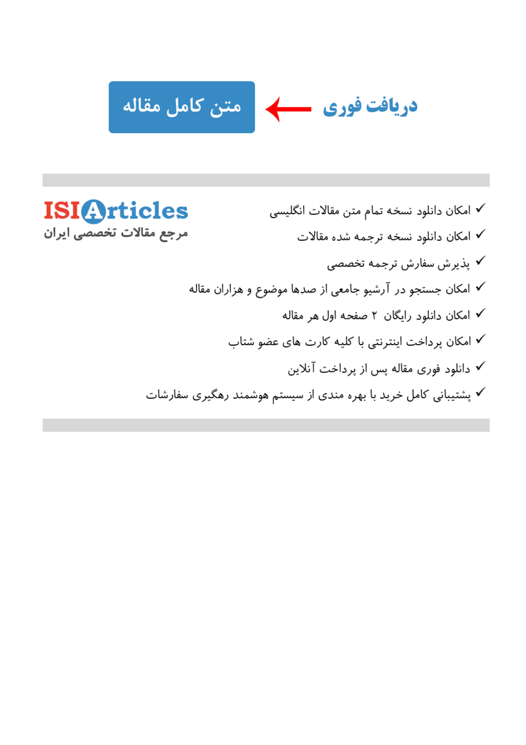دریافت فوری ← متن کامل مقاله

**ISIArticles**
مرجع مقالات تخصصی ایران

- ✓ امکان دانلود نسخه تمام متن مقالات انگلیسی
- ✓ امکان دانلود نسخه ترجمه شده مقالات
- ✓ پذیرش سفارش ترجمه تخصصی
- ✓ امکان جستجو در آرشیو جامعی از صدها موضوع و هزاران مقاله
- ✓ امکان دانلود رایگان ۲ صفحه اول هر مقاله
- ✓ امکان پرداخت اینترنتی با کلیه کارت های عضو شتاب
- ✓ دانلود فوری مقاله پس از پرداخت آنلاین
- ✓ پشتیبانی کامل خرید با بهره مندی از سیستم هوشمند رهگیری سفارشات